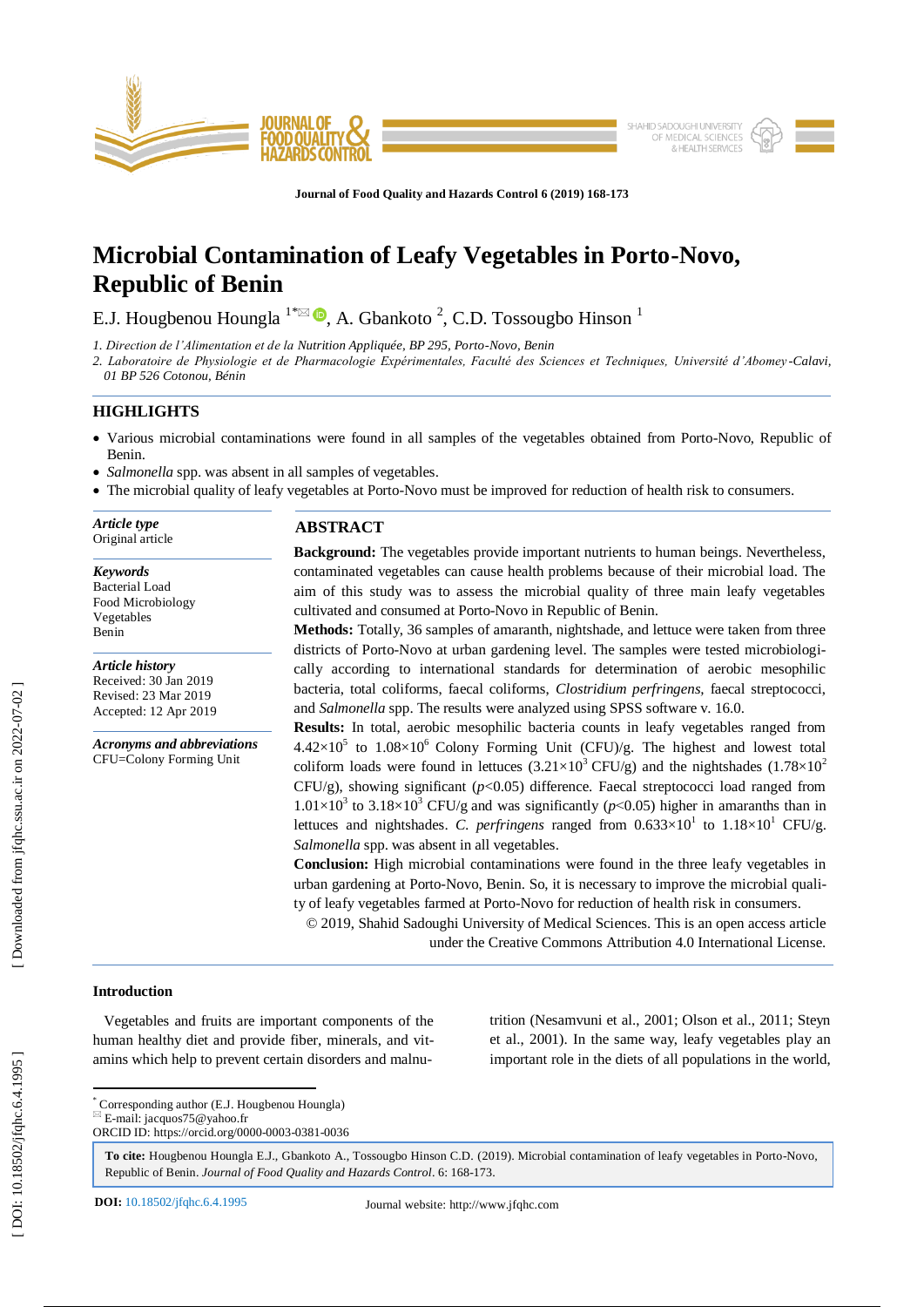Journal of Food Quality and Hazards Control 6 (2019) 168-173

# Microbial Contamination of Leafy Vegetables in Porto-Novo, Republic of Benin

E.J. Hougbenou Houngla [1*], A. Gbankoto [2], C.D. Tossougbo Hinson [1]

1. *Direction de l'Alimentation et de la Nutrition Appliquée, BP 295, Porto-Novo, Benin*
2. *Laboratoire de Physiologie et de Pharmacologie Expérimentales, Faculté des Sciences et Techniques, Université d'Abomey-Calavi, 01 BP 526 Cotonou, Bénin*

## HIGHLIGHTS

- Various microbial contaminations were found in all samples of the vegetables obtained from Porto-Novo, Republic of Benin.
- *Salmonella* spp. was absent in all samples of vegetables.
- The microbial quality of leafy vegetables at Porto-Novo must be improved for reduction of health risk to consumers.

***Article type***
Original article

***Keywords***
Bacterial Load
Food Microbiology
Vegetables
Benin

***Article history***
Received: 30 Jan 2019
Revised: 23 Mar 2019
Accepted: 12 Apr 2019

***Acronyms and abbreviations***
CFU=Colony Forming Unit

## ABSTRACT

**Background:** The vegetables provide important nutrients to human beings. Nevertheless, contaminated vegetables can cause health problems because of their microbial load. The aim of this study was to assess the microbial quality of three main leafy vegetables cultivated and consumed at Porto-Novo in Republic of Benin.

**Methods:** Totally, 36 samples of amaranth, nightshade, and lettuce were taken from three districts of Porto-Novo at urban gardening level. The samples were tested microbiologically according to international standards for determination of aerobic mesophilic bacteria, total coliforms, faecal coliforms, *Clostridium perfringens*, faecal streptococci, and *Salmonella* spp. The results were analyzed using SPSS software v. 16.0.

**Results:** In total, aerobic mesophilic bacteria counts in leafy vegetables ranged from $4.42\times10^5$ to $1.08\times10^6$ Colony Forming Unit (CFU)/g. The highest and lowest total coliform loads were found in lettuces ($3.21\times10^3$ CFU/g) and the nightshades ($1.78\times10^2$ CFU/g), showing significant ($p<0.05$) difference. Faecal streptococci load ranged from $1.01\times10^3$ to $3.18\times10^3$ CFU/g and was significantly ($p<0.05$) higher in amaranths than in lettuces and nightshades. *C. perfringens* ranged from $0.633\times10^1$ to $1.18\times10^1$ CFU/g. *Salmonella* spp. was absent in all vegetables.

**Conclusion:** High microbial contaminations were found in the three leafy vegetables in urban gardening at Porto-Novo, Benin. So, it is necessary to improve the microbial quality of leafy vegetables farmed at Porto-Novo for reduction of health risk in consumers.

© 2019, Shahid Sadoughi University of Medical Sciences. This is an open access article under the Creative Commons Attribution 4.0 International License.

## Introduction

Vegetables and fruits are important components of the human healthy diet and provide fiber, minerals, and vitamins which help to prevent certain disorders and malnutrition (Nesamvuni et al., 2001; Olson et al., 2011; Steyn et al., 2001). In the same way, leafy vegetables play an important role in the diets of all populations in the world,

---

[*] Corresponding author (E.J. Hougbenou Houngla)
E-mail: jacquos75@yahoo.fr
ORCID ID: https://orcid.org/0000-0003-0381-0036

**To cite:** Hougbenou Houngla E.J., Gbankoto A., Tossougbo Hinson C.D. (2019). Microbial contamination of leafy vegetables in Porto-Novo, Republic of Benin. *Journal of Food Quality and Hazards Control*. 6: 168-173.

**DOI:** 10.18502/jfqhc.6.4.1995 Journal website: http://www.jfqhc.com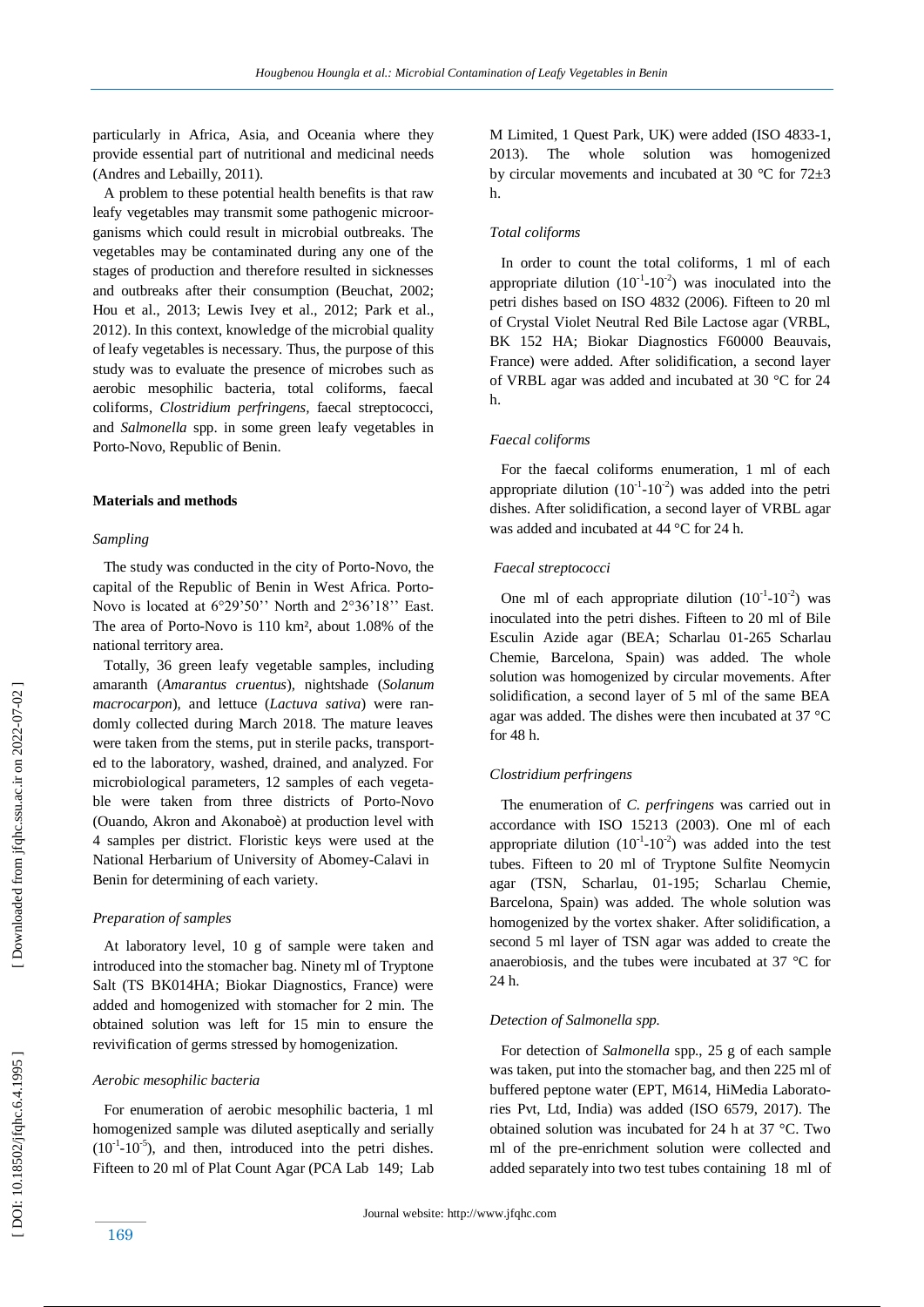particularly in Africa, Asia, and Oceania where they provide essential part of nutritional and medicinal needs (Andres and Lebailly, 2011).

A problem to these potential health benefits is that raw leafy vegetables may transmit some pathogenic microorganisms which could result in microbial outbreaks. The vegetables may be contaminated during any one of the stages of production and therefore resulted in sicknesses and outbreaks after their consumption (Beuchat, 2002; Hou et al., 2013; Lewis Ivey et al., 2012; Park et al., 2012). In this context, knowledge of the microbial quality of leafy vegetables is necessary. Thus, the purpose of this study was to evaluate the presence of microbes such as aerobic mesophilic bacteria, total coliforms, faecal coliforms, *Clostridium perfringens*, faecal streptococci, and *Salmonella* spp. in some green leafy vegetables in Porto-Novo, Republic of Benin.

## Materials and methods

### *Sampling*

The study was conducted in the city of Porto-Novo, the capital of the Republic of Benin in West Africa. Porto-Novo is located at 6°29'50'' North and 2°36'18'' East. The area of Porto-Novo is 110 km², about 1.08% of the national territory area.

Totally, 36 green leafy vegetable samples, including amaranth (*Amarantus cruentus*), nightshade (*Solanum macrocarpon*), and lettuce (*Lactuva sativa*) were randomly collected during March 2018. The mature leaves were taken from the stems, put in sterile packs, transported to the laboratory, washed, drained, and analyzed. For microbiological parameters, 12 samples of each vegetable were taken from three districts of Porto-Novo (Ouando, Akron and Akonaboè) at production level with 4 samples per district. Floristic keys were used at the National Herbarium of University of Abomey-Calavi in Benin for determining of each variety.

### *Preparation of samples*

At laboratory level, 10 g of sample were taken and introduced into the stomacher bag. Ninety ml of Tryptone Salt (TS BK014HA; Biokar Diagnostics, France) were added and homogenized with stomacher for 2 min. The obtained solution was left for 15 min to ensure the revivification of germs stressed by homogenization.

### *Aerobic mesophilic bacteria*

For enumeration of aerobic mesophilic bacteria, 1 ml homogenized sample was diluted aseptically and serially ($10^{-1}$-$10^{-5}$), and then, introduced into the petri dishes. Fifteen to 20 ml of Plat Count Agar (PCA Lab 149; Lab M Limited, 1 Quest Park, UK) were added (ISO 4833-1, 2013). The whole solution was homogenized by circular movements and incubated at 30 °C for 72±3 h.

### *Total coliforms*

In order to count the total coliforms, 1 ml of each appropriate dilution ($10^{-1}$-$10^{-2}$) was inoculated into the petri dishes based on ISO 4832 (2006). Fifteen to 20 ml of Crystal Violet Neutral Red Bile Lactose agar (VRBL, BK 152 HA; Biokar Diagnostics F60000 Beauvais, France) were added. After solidification, a second layer of VRBL agar was added and incubated at 30 °C for 24 h.

### *Faecal coliforms*

For the faecal coliforms enumeration, 1 ml of each appropriate dilution ($10^{-1}$-$10^{-2}$) was added into the petri dishes. After solidification, a second layer of VRBL agar was added and incubated at 44 °C for 24 h.

### *Faecal streptococci*

One ml of each appropriate dilution ($10^{-1}$-$10^{-2}$) was inoculated into the petri dishes. Fifteen to 20 ml of Bile Esculin Azide agar (BEA; Scharlau 01-265 Scharlau Chemie, Barcelona, Spain) was added. The whole solution was homogenized by circular movements. After solidification, a second layer of 5 ml of the same BEA agar was added. The dishes were then incubated at 37 °C for 48 h.

### *Clostridium perfringens*

The enumeration of *C. perfringens* was carried out in accordance with ISO 15213 (2003). One ml of each appropriate dilution ($10^{-1}$-$10^{-2}$) was added into the test tubes. Fifteen to 20 ml of Tryptone Sulfite Neomycin agar (TSN, Scharlau, 01-195; Scharlau Chemie, Barcelona, Spain) was added. The whole solution was homogenized by the vortex shaker. After solidification, a second 5 ml layer of TSN agar was added to create the anaerobiosis, and the tubes were incubated at 37 °C for 24 h.

### *Detection of Salmonella spp.*

For detection of *Salmonella* spp., 25 g of each sample was taken, put into the stomacher bag, and then 225 ml of buffered peptone water (EPT, M614, HiMedia Laboratories Pvt, Ltd, India) was added (ISO 6579, 2017). The obtained solution was incubated for 24 h at 37 °C. Two ml of the pre-enrichment solution were collected and added separately into two test tubes containing 18 ml of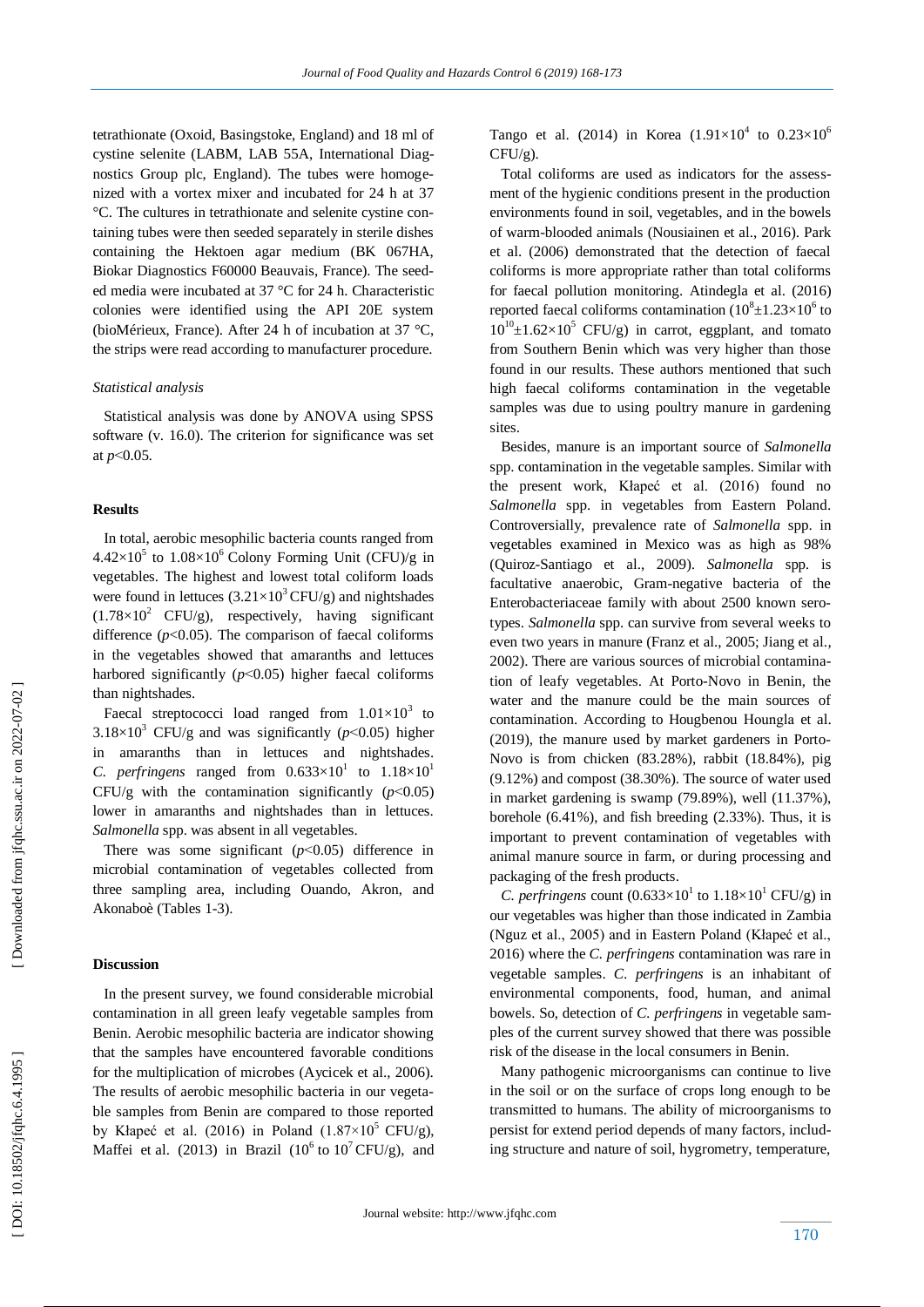tetrathionate (Oxoid, Basingstoke, England) and 18 ml of cystine selenite (LABM, LAB 55A, International Diagnostics Group plc, England). The tubes were homogenized with a vortex mixer and incubated for 24 h at 37 °C. The cultures in tetrathionate and selenite cystine containing tubes were then seeded separately in sterile dishes containing the Hektoen agar medium (BK 067HA, Biokar Diagnostics F60000 Beauvais, France). The seeded media were incubated at 37 °C for 24 h. Characteristic colonies were identified using the API 20E system (bioMérieux, France). After 24 h of incubation at 37 °C, the strips were read according to manufacturer procedure.

### *Statistical analysis*

Statistical analysis was done by ANOVA using SPSS software (v. 16.0). The criterion for significance was set at $p<0.05$.

## **Results**

In total, aerobic mesophilic bacteria counts ranged from $4.42\times10^5$ to $1.08\times10^6$ Colony Forming Unit (CFU)/g in vegetables. The highest and lowest total coliform loads were found in lettuces ($3.21\times10^3$ CFU/g) and nightshades ($1.78\times10^2$ CFU/g), respectively, having significant difference ($p<0.05$). The comparison of faecal coliforms in the vegetables showed that amaranths and lettuces harbored significantly ($p<0.05$) higher faecal coliforms than nightshades.

Faecal streptococci load ranged from $1.01\times10^3$ to $3.18\times10^3$ CFU/g and was significantly ($p<0.05$) higher in amaranths than in lettuces and nightshades. *C. perfringens* ranged from $0.633\times10^1$ to $1.18\times10^1$ CFU/g with the contamination significantly ($p<0.05$) lower in amaranths and nightshades than in lettuces. *Salmonella* spp. was absent in all vegetables.

There was some significant ($p<0.05$) difference in microbial contamination of vegetables collected from three sampling area, including Ouando, Akron, and Akonaboè (Tables 1-3).

## **Discussion**

In the present survey, we found considerable microbial contamination in all green leafy vegetable samples from Benin. Aerobic mesophilic bacteria are indicator showing that the samples have encountered favorable conditions for the multiplication of microbes (Aycicek et al., 2006). The results of aerobic mesophilic bacteria in our vegetable samples from Benin are compared to those reported by Kłapeć et al. (2016) in Poland ($1.87\times10^5$ CFU/g), Maffei et al. (2013) in Brazil ($10^6$ to $10^7$ CFU/g), and Tango et al. (2014) in Korea ($1.91\times10^4$ to $0.23\times10^6$ CFU/g).

Total coliforms are used as indicators for the assessment of the hygienic conditions present in the production environments found in soil, vegetables, and in the bowels of warm-blooded animals (Nousiainen et al., 2016). Park et al. (2006) demonstrated that the detection of faecal coliforms is more appropriate rather than total coliforms for faecal pollution monitoring. Atindegla et al. (2016) reported faecal coliforms contamination ($10^8\pm1.23\times10^6$ to $10^{10}\pm1.62\times10^5$ CFU/g) in carrot, eggplant, and tomato from Southern Benin which was very higher than those found in our results. These authors mentioned that such high faecal coliforms contamination in the vegetable samples was due to using poultry manure in gardening sites.

Besides, manure is an important source of *Salmonella* spp. contamination in the vegetable samples. Similar with the present work, Kłapeć et al. (2016) found no *Salmonella* spp. in vegetables from Eastern Poland. Controversially, prevalence rate of *Salmonella* spp. in vegetables examined in Mexico was as high as 98% (Quiroz-Santiago et al., 2009). *Salmonella* spp. is facultative anaerobic, Gram-negative bacteria of the Enterobacteriaceae family with about 2500 known serotypes. *Salmonella* spp. can survive from several weeks to even two years in manure (Franz et al., 2005; Jiang et al., 2002). There are various sources of microbial contamination of leafy vegetables. At Porto-Novo in Benin, the water and the manure could be the main sources of contamination. According to Hougbenou Houngla et al. (2019), the manure used by market gardeners in Porto-Novo is from chicken (83.28%), rabbit (18.84%), pig (9.12%) and compost (38.30%). The source of water used in market gardening is swamp (79.89%), well (11.37%), borehole (6.41%), and fish breeding (2.33%). Thus, it is important to prevent contamination of vegetables with animal manure source in farm, or during processing and packaging of the fresh products.

*C. perfringens* count ($0.633\times10^1$ to $1.18\times10^1$ CFU/g) in our vegetables was higher than those indicated in Zambia (Nguz et al., 2005) and in Eastern Poland (Kłapeć et al., 2016) where the *C. perfringens* contamination was rare in vegetable samples. *C. perfringens* is an inhabitant of environmental components, food, human, and animal bowels. So, detection of *C. perfringens* in vegetable samples of the current survey showed that there was possible risk of the disease in the local consumers in Benin.

Many pathogenic microorganisms can continue to live in the soil or on the surface of crops long enough to be transmitted to humans. The ability of microorganisms to persist for extend period depends of many factors, including structure and nature of soil, hygrometry, temperature,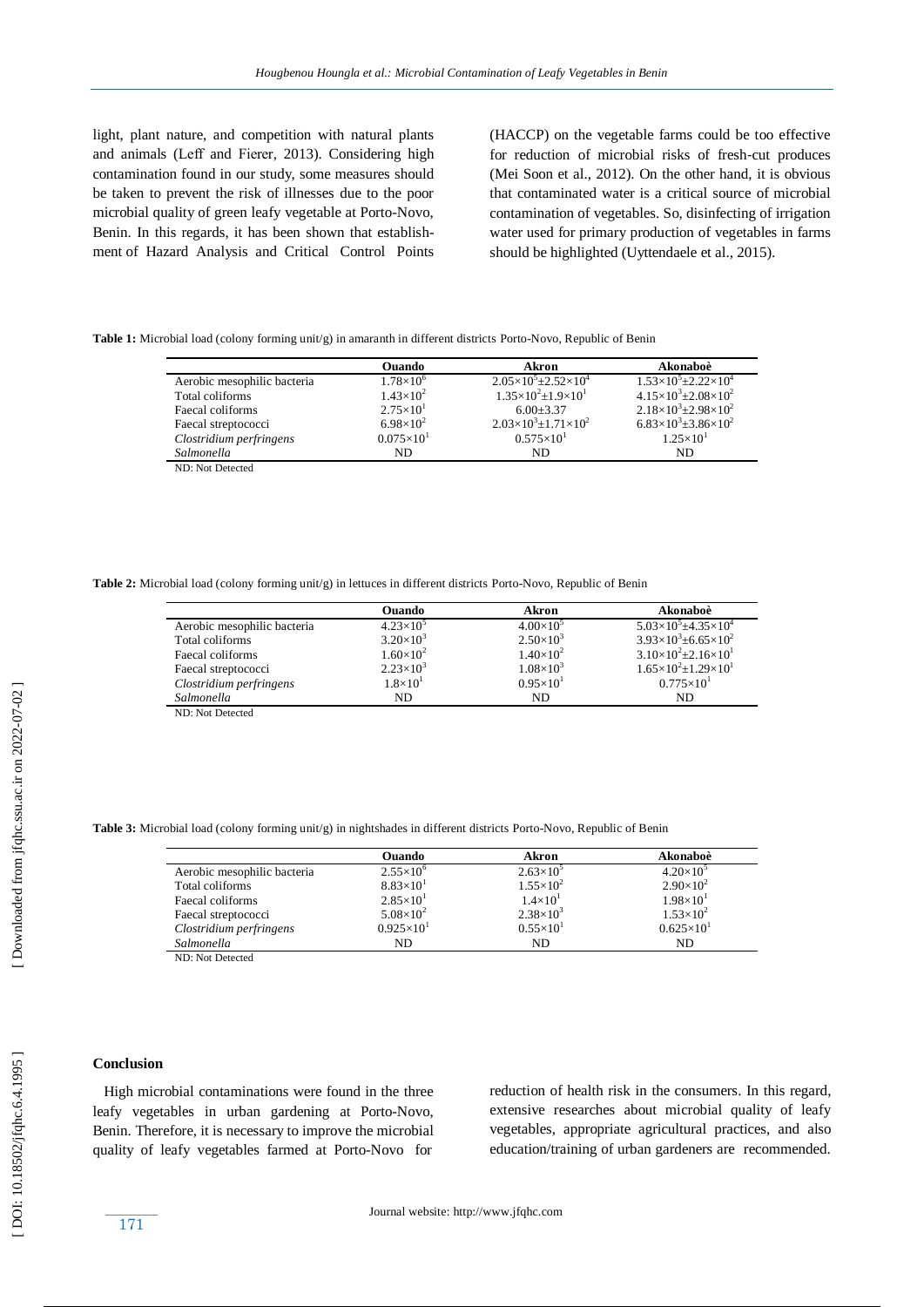light, plant nature, and competition with natural plants and animals (Leff and Fierer, 2013). Considering high contamination found in our study, some measures should be taken to prevent the risk of illnesses due to the poor microbial quality of green leafy vegetable at Porto-Novo, Benin. In this regards, it has been shown that establishment of Hazard Analysis and Critical Control Points (HACCP) on the vegetable farms could be too effective for reduction of microbial risks of fresh-cut produces (Mei Soon et al., 2012). On the other hand, it is obvious that contaminated water is a critical source of microbial contamination of vegetables. So, disinfecting of irrigation water used for primary production of vegetables in farms should be highlighted (Uyttendaele et al., 2015).

**Table 1:** Microbial load (colony forming unit/g) in amaranth in different districts Porto-Novo, Republic of Benin

| | Ouando | Akron | Akonaboè |
|---|---|---|---|
| Aerobic mesophilic bacteria | $1.78\times10^6$ | $2.05\times10^5\pm2.52\times10^4$ | $1.53\times10^5\pm2.22\times10^4$ |
| Total coliforms | $1.43\times10^2$ | $1.35\times10^2\pm1.9\times10^1$ | $4.15\times10^3\pm2.08\times10^2$ |
| Faecal coliforms | $2.75\times10^1$ | $6.00\pm3.37$ | $2.18\times10^3\pm2.98\times10^2$ |
| Faecal streptococci | $6.98\times10^2$ | $2.03\times10^3\pm1.71\times10^2$ | $6.83\times10^3\pm3.86\times10^2$ |
| *Clostridium perfringens* | $0.075\times10^1$ | $0.575\times10^1$ | $1.25\times10^1$ |
| *Salmonella* | ND | ND | ND |

ND: Not Detected

**Table 2:** Microbial load (colony forming unit/g) in lettuces in different districts Porto-Novo, Republic of Benin

| | Ouando | Akron | Akonaboè |
|---|---|---|---|
| Aerobic mesophilic bacteria | $4.23\times10^5$ | $4.00\times10^5$ | $5.03\times10^5\pm4.35\times10^4$ |
| Total coliforms | $3.20\times10^3$ | $2.50\times10^3$ | $3.93\times10^3\pm6.65\times10^2$ |
| Faecal coliforms | $1.60\times10^2$ | $1.40\times10^2$ | $3.10\times10^2\pm2.16\times10^1$ |
| Faecal streptococci | $2.23\times10^3$ | $1.08\times10^3$ | $1.65\times10^2\pm1.29\times10^1$ |
| *Clostridium perfringens* | $1.8\times10^1$ | $0.95\times10^1$ | $0.775\times10^1$ |
| *Salmonella* | ND | ND | ND |

ND: Not Detected

**Table 3:** Microbial load (colony forming unit/g) in nightshades in different districts Porto-Novo, Republic of Benin

| | Ouando | Akron | Akonaboè |
|---|---|---|---|
| Aerobic mesophilic bacteria | $2.55\times10^6$ | $2.63\times10^5$ | $4.20\times10^5$ |
| Total coliforms | $8.83\times10^1$ | $1.55\times10^2$ | $2.90\times10^2$ |
| Faecal coliforms | $2.85\times10^1$ | $1.4\times10^1$ | $1.98\times10^1$ |
| Faecal streptococci | $5.08\times10^2$ | $2.38\times10^3$ | $1.53\times10^2$ |
| *Clostridium perfringens* | $0.925\times10^1$ | $0.55\times10^1$ | $0.625\times10^1$ |
| *Salmonella* | ND | ND | ND |

ND: Not Detected

## Conclusion

High microbial contaminations were found in the three leafy vegetables in urban gardening at Porto-Novo, Benin. Therefore, it is necessary to improve the microbial quality of leafy vegetables farmed at Porto-Novo for reduction of health risk in the consumers. In this regard, extensive researches about microbial quality of leafy vegetables, appropriate agricultural practices, and also education/training of urban gardeners are recommended.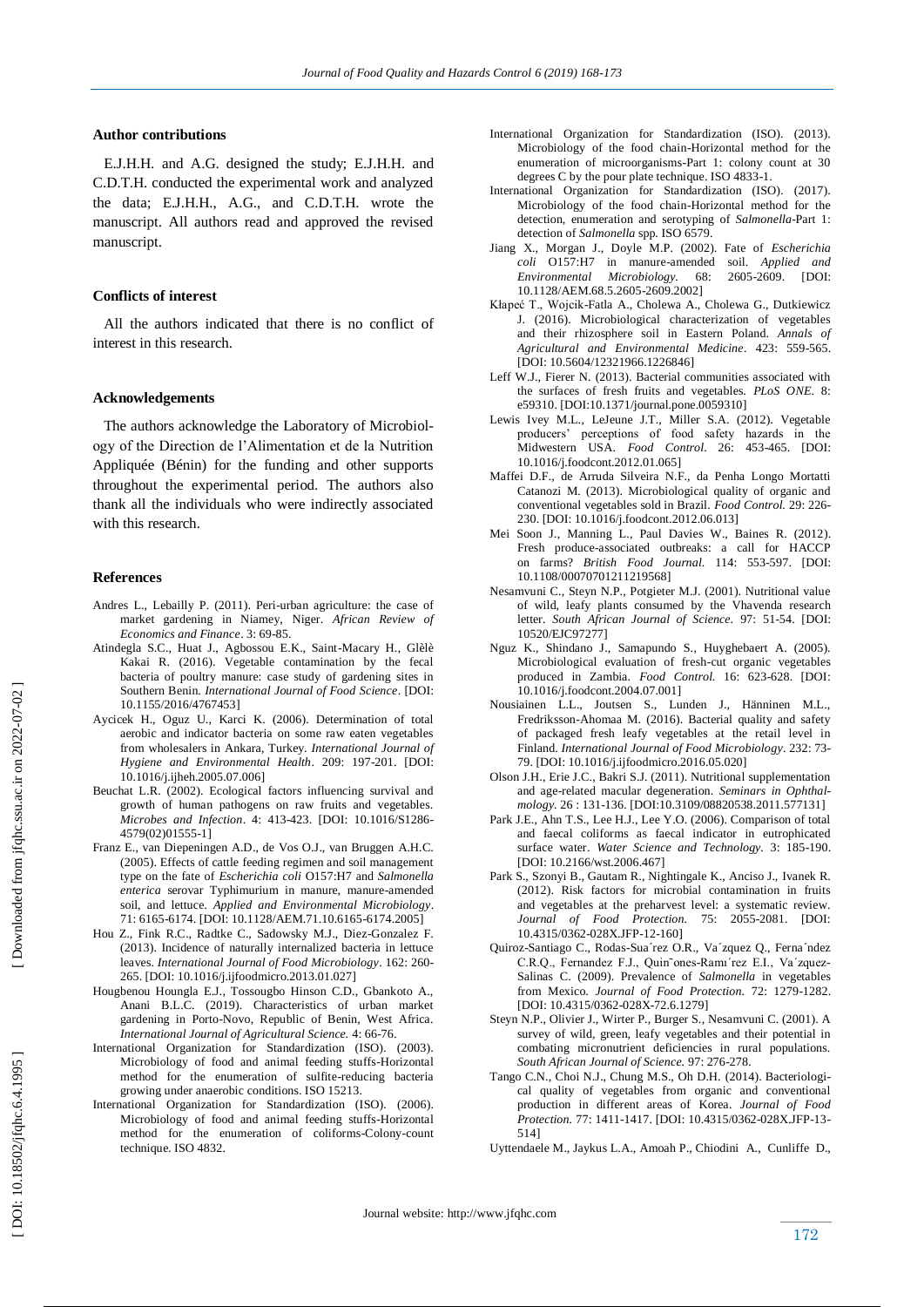### Author contributions

E.J.H.H. and A.G. designed the study; E.J.H.H. and C.D.T.H. conducted the experimental work and analyzed the data; E.J.H.H., A.G., and C.D.T.H. wrote the manuscript. All authors read and approved the revised manuscript.

### Conflicts of interest

All the authors indicated that there is no conflict of interest in this research.

### Acknowledgements

The authors acknowledge the Laboratory of Microbiology of the Direction de l'Alimentation et de la Nutrition Appliquée (Bénin) for the funding and other supports throughout the experimental period. The authors also thank all the individuals who were indirectly associated with this research.

### References

Andres L., Lebailly P. (2011). Peri-urban agriculture: the case of market gardening in Niamey, Niger. *African Review of Economics and Finance*. 3: 69-85.

Atindegla S.C., Huat J., Agbossou E.K., Saint-Macary H., Glèlè Kakai R. (2016). Vegetable contamination by the fecal bacteria of poultry manure: case study of gardening sites in Southern Benin. *International Journal of Food Science*. [DOI: 10.1155/2016/4767453]

Aycicek H., Oguz U., Karci K. (2006). Determination of total aerobic and indicator bacteria on some raw eaten vegetables from wholesalers in Ankara, Turkey. *International Journal of Hygiene and Environmental Health*. 209: 197-201. [DOI: 10.1016/j.ijheh.2005.07.006]

Beuchat L.R. (2002). Ecological factors influencing survival and growth of human pathogens on raw fruits and vegetables. *Microbes and Infection*. 4: 413-423. [DOI: 10.1016/S1286-4579(02)01555-1]

Franz E., van Diepeningen A.D., de Vos O.J., van Bruggen A.H.C. (2005). Effects of cattle feeding regimen and soil management type on the fate of *Escherichia coli* O157:H7 and *Salmonella enterica* serovar Typhimurium in manure, manure-amended soil, and lettuce. *Applied and Environmental Microbiology*. 71: 6165-6174. [DOI: 10.1128/AEM.71.10.6165-6174.2005]

Hou Z., Fink R.C., Radtke C., Sadowsky M.J., Diez-Gonzalez F. (2013). Incidence of naturally internalized bacteria in lettuce leaves. *International Journal of Food Microbiology*. 162: 260-265. [DOI: 10.1016/j.ijfoodmicro.2013.01.027]

Hougbenou Houngla E.J., Tossougbo Hinson C.D., Gbankoto A., Anani B.L.C. (2019). Characteristics of urban market gardening in Porto-Novo, Republic of Benin, West Africa. *International Journal of Agricultural Science.* 4: 66-76.

International Organization for Standardization (ISO). (2003). Microbiology of food and animal feeding stuffs-Horizontal method for the enumeration of sulfite-reducing bacteria growing under anaerobic conditions. ISO 15213.

International Organization for Standardization (ISO). (2006). Microbiology of food and animal feeding stuffs-Horizontal method for the enumeration of coliforms-Colony-count technique. ISO 4832.

International Organization for Standardization (ISO). (2013). Microbiology of the food chain-Horizontal method for the enumeration of microorganisms-Part 1: colony count at 30 degrees C by the pour plate technique. ISO 4833-1.

International Organization for Standardization (ISO). (2017). Microbiology of the food chain-Horizontal method for the detection, enumeration and serotyping of *Salmonella*-Part 1: detection of *Salmonella* spp. ISO 6579.

Jiang X., Morgan J., Doyle M.P. (2002). Fate of *Escherichia coli* O157:H7 in manure-amended soil. *Applied and Environmental Microbiology.* 68: 2605-2609. [DOI: 10.1128/AEM.68.5.2605-2609.2002]

Kłapeć T., Wojcik-Fatla A., Cholewa A., Cholewa G., Dutkiewicz J. (2016). Microbiological characterization of vegetables and their rhizosphere soil in Eastern Poland. *Annals of Agricultural and Environmental Medicine*. 423: 559-565. [DOI: 10.5604/12321966.1226846]

Leff W.J., Fierer N. (2013). Bacterial communities associated with the surfaces of fresh fruits and vegetables. *PLoS ONE*. 8: e59310. [DOI:10.1371/journal.pone.0059310]

Lewis Ivey M.L., LeJeune J.T., Miller S.A. (2012). Vegetable producers' perceptions of food safety hazards in the Midwestern USA. *Food Control*. 26: 453-465. [DOI: 10.1016/j.foodcont.2012.01.065]

Maffei D.F., de Arruda Silveira N.F., da Penha Longo Mortatti Catanozi M. (2013). Microbiological quality of organic and conventional vegetables sold in Brazil. *Food Control.* 29: 226-230. [DOI: 10.1016/j.foodcont.2012.06.013]

Mei Soon J., Manning L., Paul Davies W., Baines R. (2012). Fresh produce-associated outbreaks: a call for HACCP on farms? *British Food Journal.* 114: 553-597. [DOI: 10.1108/00070701211219568]

Nesamvuni C., Steyn N.P., Potgieter M.J. (2001). Nutritional value of wild, leafy plants consumed by the Vhavenda research letter. *South African Journal of Science.* 97: 51-54. [DOI: 10520/EJC97277]

Nguz K., Shindano J., Samapundo S., Huyghebaert A. (2005). Microbiological evaluation of fresh-cut organic vegetables produced in Zambia. *Food Control.* 16: 623-628. [DOI: 10.1016/j.foodcont.2004.07.001]

Nousiainen L.L., Joutsen S., Lunden J., Hänninen M.L., Fredriksson-Ahomaa M. (2016). Bacterial quality and safety of packaged fresh leafy vegetables at the retail level in Finland. *International Journal of Food Microbiology*. 232: 73-79. [DOI: 10.1016/j.ijfoodmicro.2016.05.020]

Olson J.H., Erie J.C., Bakri S.J. (2011). Nutritional supplementation and age-related macular degeneration. *Seminars in Ophthalmology.* 26 : 131-136. [DOI:10.3109/08820538.2011.577131]

Park J.E., Ahn T.S., Lee H.J., Lee Y.O. (2006). Comparison of total and faecal coliforms as faecal indicator in eutrophicated surface water. *Water Science and Technology.* 3: 185-190. [DOI: 10.2166/wst.2006.467]

Park S., Szonyi B., Gautam R., Nightingale K., Anciso J., Ivanek R. (2012). Risk factors for microbial contamination in fruits and vegetables at the preharvest level: a systematic review. *Journal of Food Protection.* 75: 2055-2081. [DOI: 10.4315/0362-028X.JFP-12-160]

Quiroz-Santiago C., Rodas-Sua´rez O.R., Va´zquez Q., Ferna´ndez C.R.Q., Fernandez F.J., Quin˜ones-Ramı´rez E.I., Va´zquez-Salinas C. (2009). Prevalence of *Salmonella* in vegetables from Mexico. *Journal of Food Protection.* 72: 1279-1282. [DOI: 10.4315/0362-028X-72.6.1279]

Steyn N.P., Olivier J., Wirter P., Burger S., Nesamvuni C. (2001). A survey of wild, green, leafy vegetables and their potential in combating micronutrient deficiencies in rural populations. *South African Journal of Science.* 97: 276-278.

Tango C.N., Choi N.J., Chung M.S., Oh D.H. (2014). Bacteriological quality of vegetables from organic and conventional production in different areas of Korea. *Journal of Food Protection.* 77: 1411-1417. [DOI: 10.4315/0362-028X.JFP-13-514]

Uyttendaele M., Jaykus L.A., Amoah P., Chiodini A., Cunliffe D.,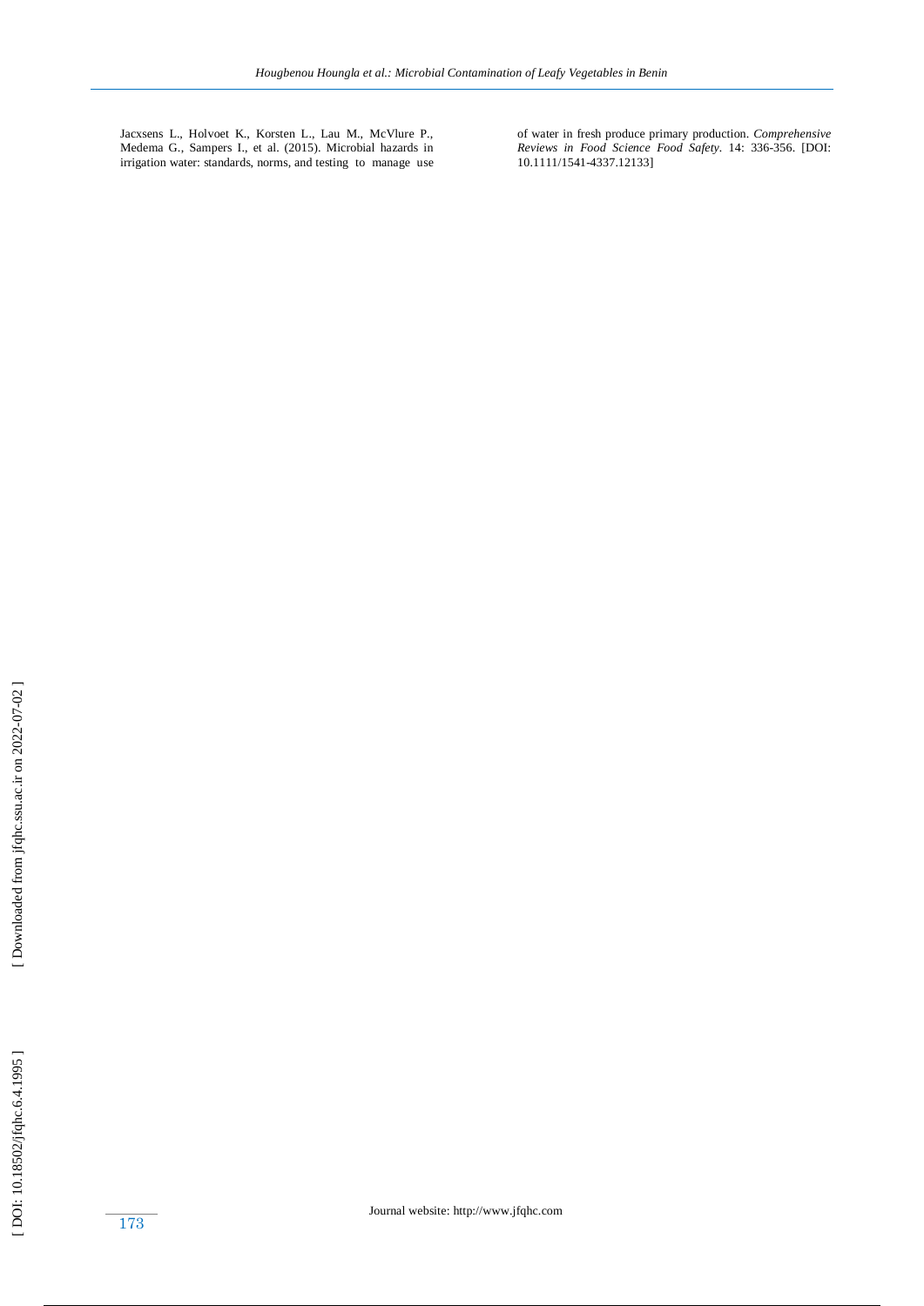Jacxsens L., Holvoet K., Korsten L., Lau M., McVlure P., Medema G., Sampers I., et al. (2015). Microbial hazards in irrigation water: standards, norms, and testing to manage use of water in fresh produce primary production. *Comprehensive Reviews in Food Science Food Safety*. 14: 336-356. [DOI: 10.1111/1541-4337.12133]